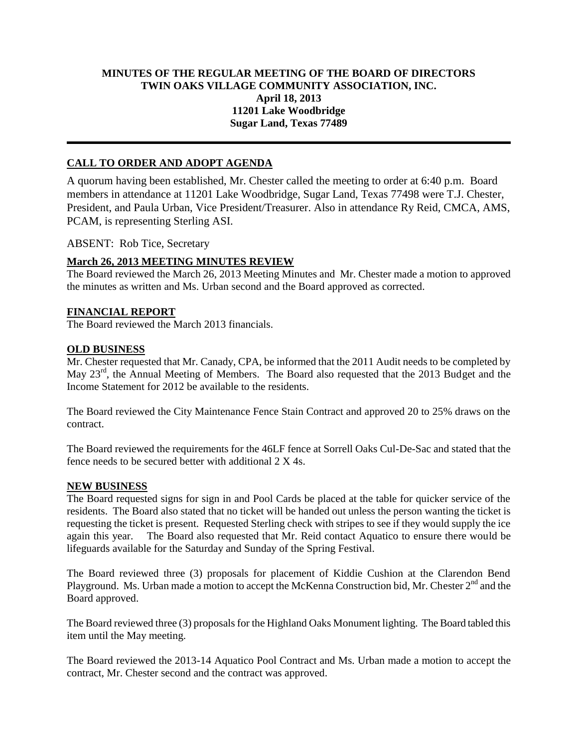**MINUTES OF THE REGULAR MEETING OF THE BOARD OF DIRECTORS**
**TWIN OAKS VILLAGE COMMUNITY ASSOCIATION, INC.**
**April 18, 2013**
**11201 Lake Woodbridge**
**Sugar Land, Texas 77489**

---

## CALL TO ORDER AND ADOPT AGENDA

A quorum having been established, Mr. Chester called the meeting to order at 6:40 p.m. Board members in attendance at 11201 Lake Woodbridge, Sugar Land, Texas 77498 were T.J. Chester, President, and Paula Urban, Vice President/Treasurer. Also in attendance Ry Reid, CMCA, AMS, PCAM, is representing Sterling ASI.

ABSENT: Rob Tice, Secretary

## March 26, 2013 MEETING MINUTES REVIEW

The Board reviewed the March 26, 2013 Meeting Minutes and Mr. Chester made a motion to approved the minutes as written and Ms. Urban second and the Board approved as corrected.

## FINANCIAL REPORT

The Board reviewed the March 2013 financials.

## OLD BUSINESS

Mr. Chester requested that Mr. Canady, CPA, be informed that the 2011 Audit needs to be completed by May 23rd, the Annual Meeting of Members. The Board also requested that the 2013 Budget and the Income Statement for 2012 be available to the residents.

The Board reviewed the City Maintenance Fence Stain Contract and approved 20 to 25% draws on the contract.

The Board reviewed the requirements for the 46LF fence at Sorrell Oaks Cul-De-Sac and stated that the fence needs to be secured better with additional 2 X 4s.

## NEW BUSINESS

The Board requested signs for sign in and Pool Cards be placed at the table for quicker service of the residents. The Board also stated that no ticket will be handed out unless the person wanting the ticket is requesting the ticket is present. Requested Sterling check with stripes to see if they would supply the ice again this year. The Board also requested that Mr. Reid contact Aquatico to ensure there would be lifeguards available for the Saturday and Sunday of the Spring Festival.

The Board reviewed three (3) proposals for placement of Kiddie Cushion at the Clarendon Bend Playground. Ms. Urban made a motion to accept the McKenna Construction bid, Mr. Chester 2nd and the Board approved.

The Board reviewed three (3) proposals for the Highland Oaks Monument lighting. The Board tabled this item until the May meeting.

The Board reviewed the 2013-14 Aquatico Pool Contract and Ms. Urban made a motion to accept the contract, Mr. Chester second and the contract was approved.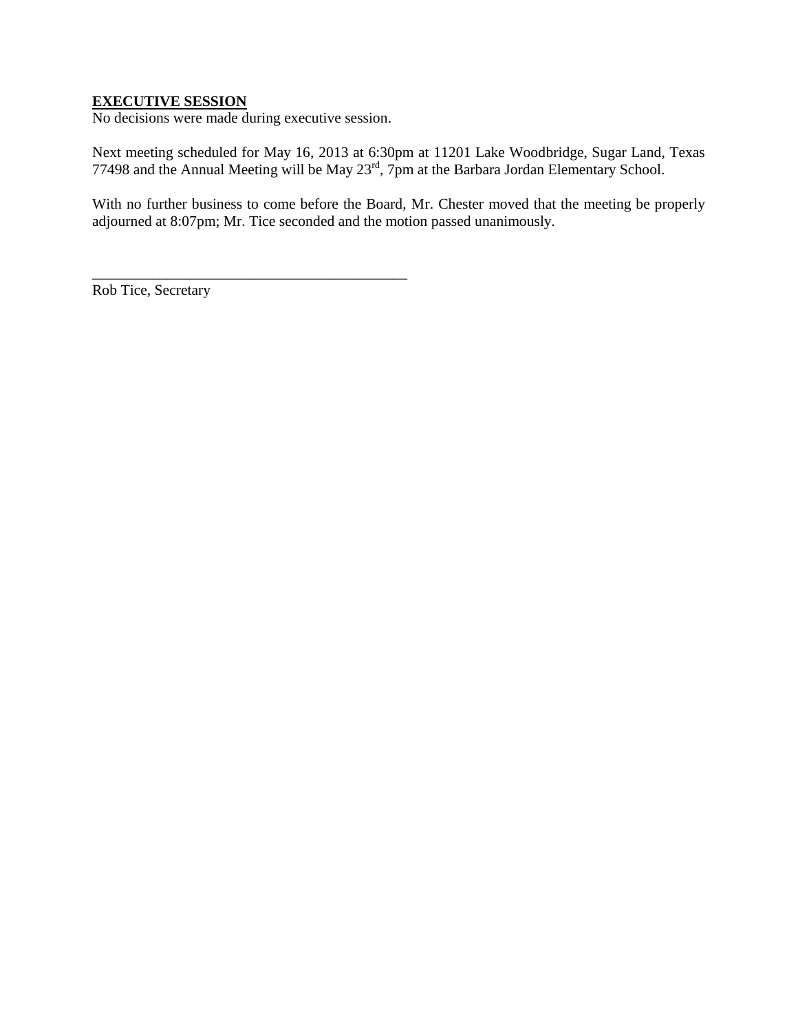**EXECUTIVE SESSION**

No decisions were made during executive session.

Next meeting scheduled for May 16, 2013 at 6:30pm at 11201 Lake Woodbridge, Sugar Land, Texas 77498 and the Annual Meeting will be May 23rd, 7pm at the Barbara Jordan Elementary School.

With no further business to come before the Board, Mr. Chester moved that the meeting be properly adjourned at 8:07pm; Mr. Tice seconded and the motion passed unanimously.

\_\_\_\_\_\_\_\_\_\_\_\_\_\_\_\_\_\_\_\_\_\_\_\_\_\_\_\_\_\_\_\_\_\_\_\_\_\_\_\_\_\_\_\_

Rob Tice, Secretary